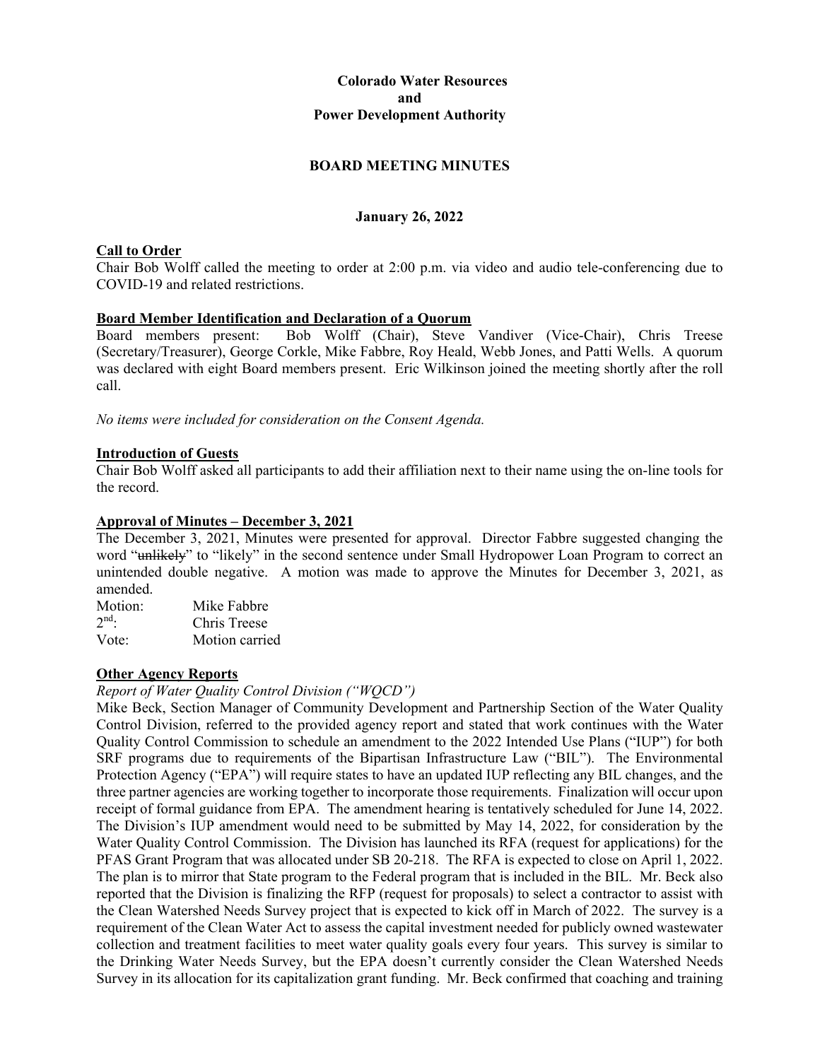**Colorado Water Resources and Power Development Authority**

**BOARD MEETING MINUTES**

**January 26, 2022**

**Call to Order**

Chair Bob Wolff called the meeting to order at 2:00 p.m. via video and audio tele-conferencing due to COVID-19 and related restrictions.

**Board Member Identification and Declaration of a Quorum**

Board members present: Bob Wolff (Chair), Steve Vandiver (Vice-Chair), Chris Treese (Secretary/Treasurer), George Corkle, Mike Fabbre, Roy Heald, Webb Jones, and Patti Wells. A quorum was declared with eight Board members present. Eric Wilkinson joined the meeting shortly after the roll call.

*No items were included for consideration on the Consent Agenda.*

**Introduction of Guests**

Chair Bob Wolff asked all participants to add their affiliation next to their name using the on-line tools for the record.

**Approval of Minutes – December 3, 2021**

The December 3, 2021, Minutes were presented for approval. Director Fabbre suggested changing the word "~~unlikely~~" to "likely" in the second sentence under Small Hydropower Loan Program to correct an unintended double negative. A motion was made to approve the Minutes for December 3, 2021, as amended.

Motion: Mike Fabbre
2nd: Chris Treese
Vote: Motion carried

**Other Agency Reports**

*Report of Water Quality Control Division ("WQCD")*

Mike Beck, Section Manager of Community Development and Partnership Section of the Water Quality Control Division, referred to the provided agency report and stated that work continues with the Water Quality Control Commission to schedule an amendment to the 2022 Intended Use Plans ("IUP") for both SRF programs due to requirements of the Bipartisan Infrastructure Law ("BIL"). The Environmental Protection Agency ("EPA") will require states to have an updated IUP reflecting any BIL changes, and the three partner agencies are working together to incorporate those requirements. Finalization will occur upon receipt of formal guidance from EPA. The amendment hearing is tentatively scheduled for June 14, 2022. The Division's IUP amendment would need to be submitted by May 14, 2022, for consideration by the Water Quality Control Commission. The Division has launched its RFA (request for applications) for the PFAS Grant Program that was allocated under SB 20-218. The RFA is expected to close on April 1, 2022. The plan is to mirror that State program to the Federal program that is included in the BIL. Mr. Beck also reported that the Division is finalizing the RFP (request for proposals) to select a contractor to assist with the Clean Watershed Needs Survey project that is expected to kick off in March of 2022. The survey is a requirement of the Clean Water Act to assess the capital investment needed for publicly owned wastewater collection and treatment facilities to meet water quality goals every four years. This survey is similar to the Drinking Water Needs Survey, but the EPA doesn't currently consider the Clean Watershed Needs Survey in its allocation for its capitalization grant funding. Mr. Beck confirmed that coaching and training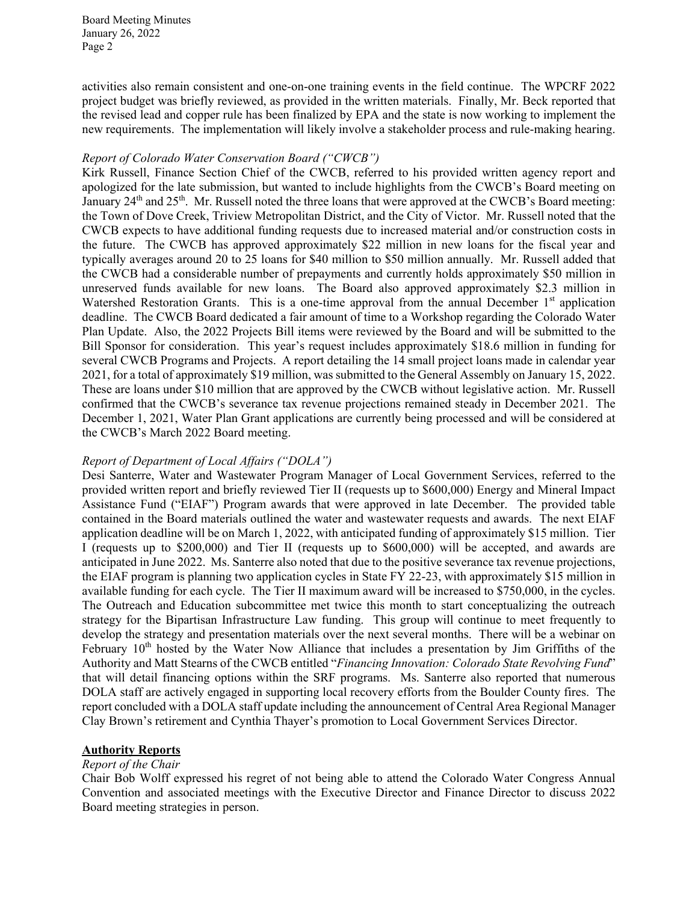activities also remain consistent and one-on-one training events in the field continue. The WPCRF 2022 project budget was briefly reviewed, as provided in the written materials. Finally, Mr. Beck reported that the revised lead and copper rule has been finalized by EPA and the state is now working to implement the new requirements. The implementation will likely involve a stakeholder process and rule-making hearing.

*Report of Colorado Water Conservation Board ("CWCB")*

Kirk Russell, Finance Section Chief of the CWCB, referred to his provided written agency report and apologized for the late submission, but wanted to include highlights from the CWCB's Board meeting on January 24th and 25th. Mr. Russell noted the three loans that were approved at the CWCB's Board meeting: the Town of Dove Creek, Triview Metropolitan District, and the City of Victor. Mr. Russell noted that the CWCB expects to have additional funding requests due to increased material and/or construction costs in the future. The CWCB has approved approximately $22 million in new loans for the fiscal year and typically averages around 20 to 25 loans for $40 million to $50 million annually. Mr. Russell added that the CWCB had a considerable number of prepayments and currently holds approximately $50 million in unreserved funds available for new loans. The Board also approved approximately $2.3 million in Watershed Restoration Grants. This is a one-time approval from the annual December 1st application deadline. The CWCB Board dedicated a fair amount of time to a Workshop regarding the Colorado Water Plan Update. Also, the 2022 Projects Bill items were reviewed by the Board and will be submitted to the Bill Sponsor for consideration. This year's request includes approximately $18.6 million in funding for several CWCB Programs and Projects. A report detailing the 14 small project loans made in calendar year 2021, for a total of approximately $19 million, was submitted to the General Assembly on January 15, 2022. These are loans under $10 million that are approved by the CWCB without legislative action. Mr. Russell confirmed that the CWCB's severance tax revenue projections remained steady in December 2021. The December 1, 2021, Water Plan Grant applications are currently being processed and will be considered at the CWCB's March 2022 Board meeting.

*Report of Department of Local Affairs ("DOLA")*

Desi Santerre, Water and Wastewater Program Manager of Local Government Services, referred to the provided written report and briefly reviewed Tier II (requests up to $600,000) Energy and Mineral Impact Assistance Fund ("EIAF") Program awards that were approved in late December. The provided table contained in the Board materials outlined the water and wastewater requests and awards. The next EIAF application deadline will be on March 1, 2022, with anticipated funding of approximately $15 million. Tier I (requests up to $200,000) and Tier II (requests up to $600,000) will be accepted, and awards are anticipated in June 2022. Ms. Santerre also noted that due to the positive severance tax revenue projections, the EIAF program is planning two application cycles in State FY 22-23, with approximately $15 million in available funding for each cycle. The Tier II maximum award will be increased to $750,000, in the cycles. The Outreach and Education subcommittee met twice this month to start conceptualizing the outreach strategy for the Bipartisan Infrastructure Law funding. This group will continue to meet frequently to develop the strategy and presentation materials over the next several months. There will be a webinar on February 10th hosted by the Water Now Alliance that includes a presentation by Jim Griffiths of the Authority and Matt Stearns of the CWCB entitled "*Financing Innovation: Colorado State Revolving Fund*" that will detail financing options within the SRF programs. Ms. Santerre also reported that numerous DOLA staff are actively engaged in supporting local recovery efforts from the Boulder County fires. The report concluded with a DOLA staff update including the announcement of Central Area Regional Manager Clay Brown's retirement and Cynthia Thayer's promotion to Local Government Services Director.

**Authority Reports**

*Report of the Chair*

Chair Bob Wolff expressed his regret of not being able to attend the Colorado Water Congress Annual Convention and associated meetings with the Executive Director and Finance Director to discuss 2022 Board meeting strategies in person.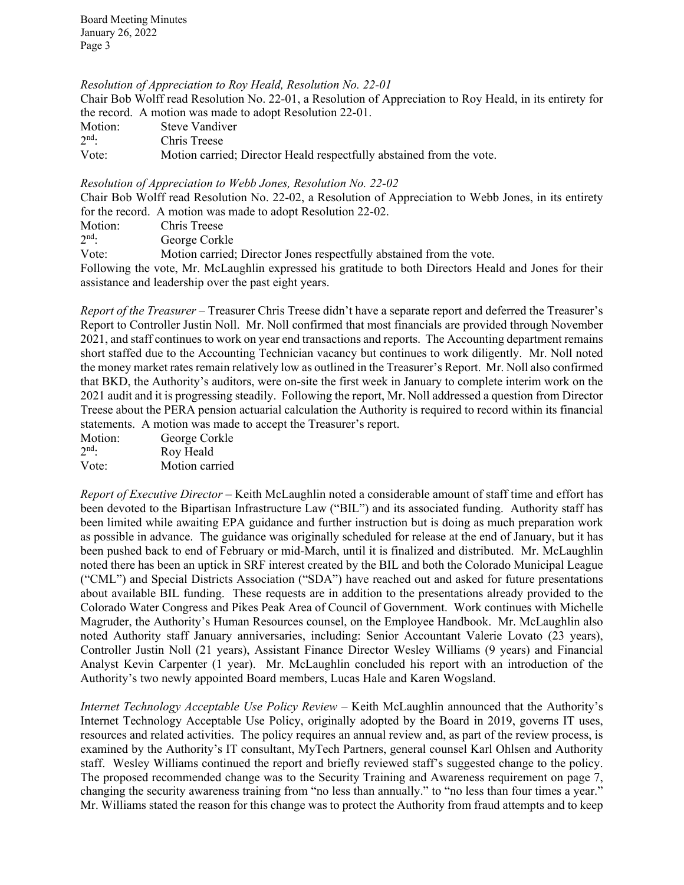*Resolution of Appreciation to Roy Heald, Resolution No. 22-01*

Chair Bob Wolff read Resolution No. 22-01, a Resolution of Appreciation to Roy Heald, in its entirety for the record. A motion was made to adopt Resolution 22-01.

Motion: Steve Vandiver
2nd: Chris Treese
Vote: Motion carried; Director Heald respectfully abstained from the vote.

*Resolution of Appreciation to Webb Jones, Resolution No. 22-02*

Chair Bob Wolff read Resolution No. 22-02, a Resolution of Appreciation to Webb Jones, in its entirety for the record. A motion was made to adopt Resolution 22-02.

Motion: Chris Treese
2nd: George Corkle
Vote: Motion carried; Director Jones respectfully abstained from the vote.

Following the vote, Mr. McLaughlin expressed his gratitude to both Directors Heald and Jones for their assistance and leadership over the past eight years.

*Report of the Treasurer* – Treasurer Chris Treese didn't have a separate report and deferred the Treasurer's Report to Controller Justin Noll. Mr. Noll confirmed that most financials are provided through November 2021, and staff continues to work on year end transactions and reports. The Accounting department remains short staffed due to the Accounting Technician vacancy but continues to work diligently. Mr. Noll noted the money market rates remain relatively low as outlined in the Treasurer's Report. Mr. Noll also confirmed that BKD, the Authority's auditors, were on-site the first week in January to complete interim work on the 2021 audit and it is progressing steadily. Following the report, Mr. Noll addressed a question from Director Treese about the PERA pension actuarial calculation the Authority is required to record within its financial statements. A motion was made to accept the Treasurer's report.

Motion: George Corkle
2nd: Roy Heald
Vote: Motion carried

*Report of Executive Director* – Keith McLaughlin noted a considerable amount of staff time and effort has been devoted to the Bipartisan Infrastructure Law ("BIL") and its associated funding. Authority staff has been limited while awaiting EPA guidance and further instruction but is doing as much preparation work as possible in advance. The guidance was originally scheduled for release at the end of January, but it has been pushed back to end of February or mid-March, until it is finalized and distributed. Mr. McLaughlin noted there has been an uptick in SRF interest created by the BIL and both the Colorado Municipal League ("CML") and Special Districts Association ("SDA") have reached out and asked for future presentations about available BIL funding. These requests are in addition to the presentations already provided to the Colorado Water Congress and Pikes Peak Area of Council of Government. Work continues with Michelle Magruder, the Authority's Human Resources counsel, on the Employee Handbook. Mr. McLaughlin also noted Authority staff January anniversaries, including: Senior Accountant Valerie Lovato (23 years), Controller Justin Noll (21 years), Assistant Finance Director Wesley Williams (9 years) and Financial Analyst Kevin Carpenter (1 year). Mr. McLaughlin concluded his report with an introduction of the Authority's two newly appointed Board members, Lucas Hale and Karen Wogsland.

*Internet Technology Acceptable Use Policy Review* – Keith McLaughlin announced that the Authority's Internet Technology Acceptable Use Policy, originally adopted by the Board in 2019, governs IT uses, resources and related activities. The policy requires an annual review and, as part of the review process, is examined by the Authority's IT consultant, MyTech Partners, general counsel Karl Ohlsen and Authority staff. Wesley Williams continued the report and briefly reviewed staff's suggested change to the policy. The proposed recommended change was to the Security Training and Awareness requirement on page 7, changing the security awareness training from "no less than annually." to "no less than four times a year." Mr. Williams stated the reason for this change was to protect the Authority from fraud attempts and to keep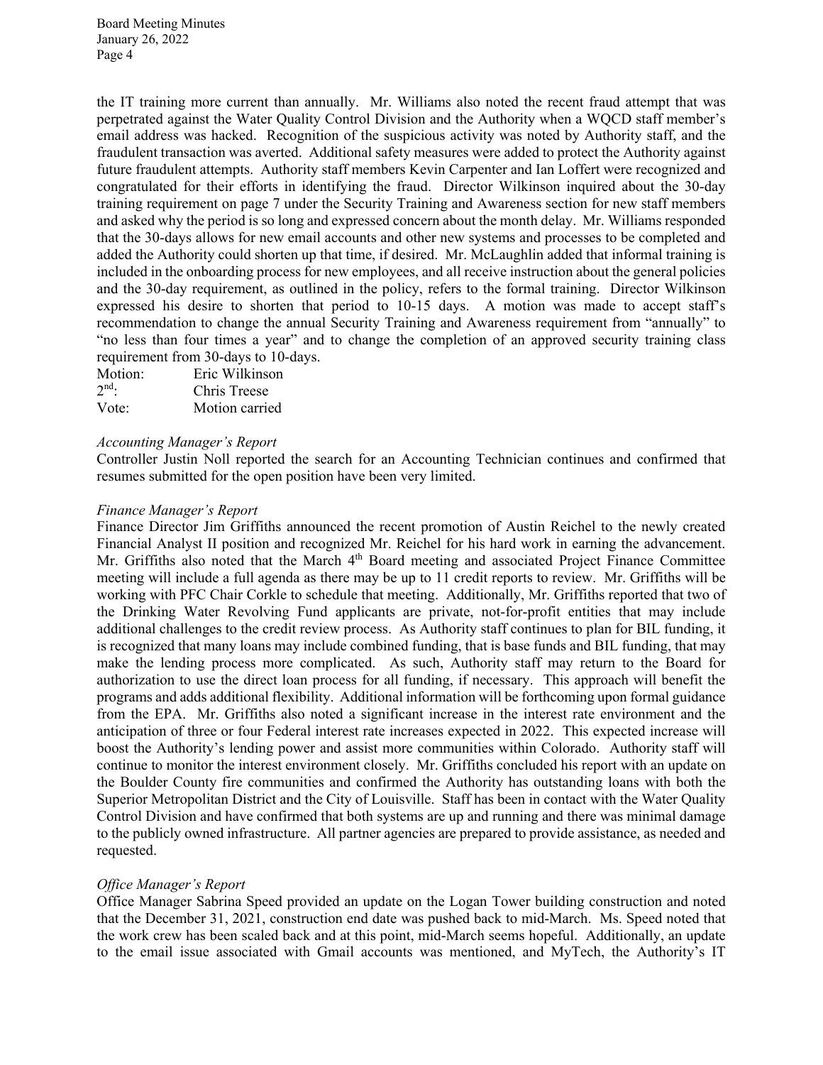the IT training more current than annually. Mr. Williams also noted the recent fraud attempt that was perpetrated against the Water Quality Control Division and the Authority when a WQCD staff member's email address was hacked. Recognition of the suspicious activity was noted by Authority staff, and the fraudulent transaction was averted. Additional safety measures were added to protect the Authority against future fraudulent attempts. Authority staff members Kevin Carpenter and Ian Loffert were recognized and congratulated for their efforts in identifying the fraud. Director Wilkinson inquired about the 30-day training requirement on page 7 under the Security Training and Awareness section for new staff members and asked why the period is so long and expressed concern about the month delay. Mr. Williams responded that the 30-days allows for new email accounts and other new systems and processes to be completed and added the Authority could shorten up that time, if desired. Mr. McLaughlin added that informal training is included in the onboarding process for new employees, and all receive instruction about the general policies and the 30-day requirement, as outlined in the policy, refers to the formal training. Director Wilkinson expressed his desire to shorten that period to 10-15 days. A motion was made to accept staff's recommendation to change the annual Security Training and Awareness requirement from "annually" to "no less than four times a year" and to change the completion of an approved security training class requirement from 30-days to 10-days.

Motion: Eric Wilkinson
2nd: Chris Treese
Vote: Motion carried

*Accounting Manager's Report*

Controller Justin Noll reported the search for an Accounting Technician continues and confirmed that resumes submitted for the open position have been very limited.

*Finance Manager's Report*

Finance Director Jim Griffiths announced the recent promotion of Austin Reichel to the newly created Financial Analyst II position and recognized Mr. Reichel for his hard work in earning the advancement. Mr. Griffiths also noted that the March 4th Board meeting and associated Project Finance Committee meeting will include a full agenda as there may be up to 11 credit reports to review. Mr. Griffiths will be working with PFC Chair Corkle to schedule that meeting. Additionally, Mr. Griffiths reported that two of the Drinking Water Revolving Fund applicants are private, not-for-profit entities that may include additional challenges to the credit review process. As Authority staff continues to plan for BIL funding, it is recognized that many loans may include combined funding, that is base funds and BIL funding, that may make the lending process more complicated. As such, Authority staff may return to the Board for authorization to use the direct loan process for all funding, if necessary. This approach will benefit the programs and adds additional flexibility. Additional information will be forthcoming upon formal guidance from the EPA. Mr. Griffiths also noted a significant increase in the interest rate environment and the anticipation of three or four Federal interest rate increases expected in 2022. This expected increase will boost the Authority's lending power and assist more communities within Colorado. Authority staff will continue to monitor the interest environment closely. Mr. Griffiths concluded his report with an update on the Boulder County fire communities and confirmed the Authority has outstanding loans with both the Superior Metropolitan District and the City of Louisville. Staff has been in contact with the Water Quality Control Division and have confirmed that both systems are up and running and there was minimal damage to the publicly owned infrastructure. All partner agencies are prepared to provide assistance, as needed and requested.

*Office Manager's Report*

Office Manager Sabrina Speed provided an update on the Logan Tower building construction and noted that the December 31, 2021, construction end date was pushed back to mid-March. Ms. Speed noted that the work crew has been scaled back and at this point, mid-March seems hopeful. Additionally, an update to the email issue associated with Gmail accounts was mentioned, and MyTech, the Authority's IT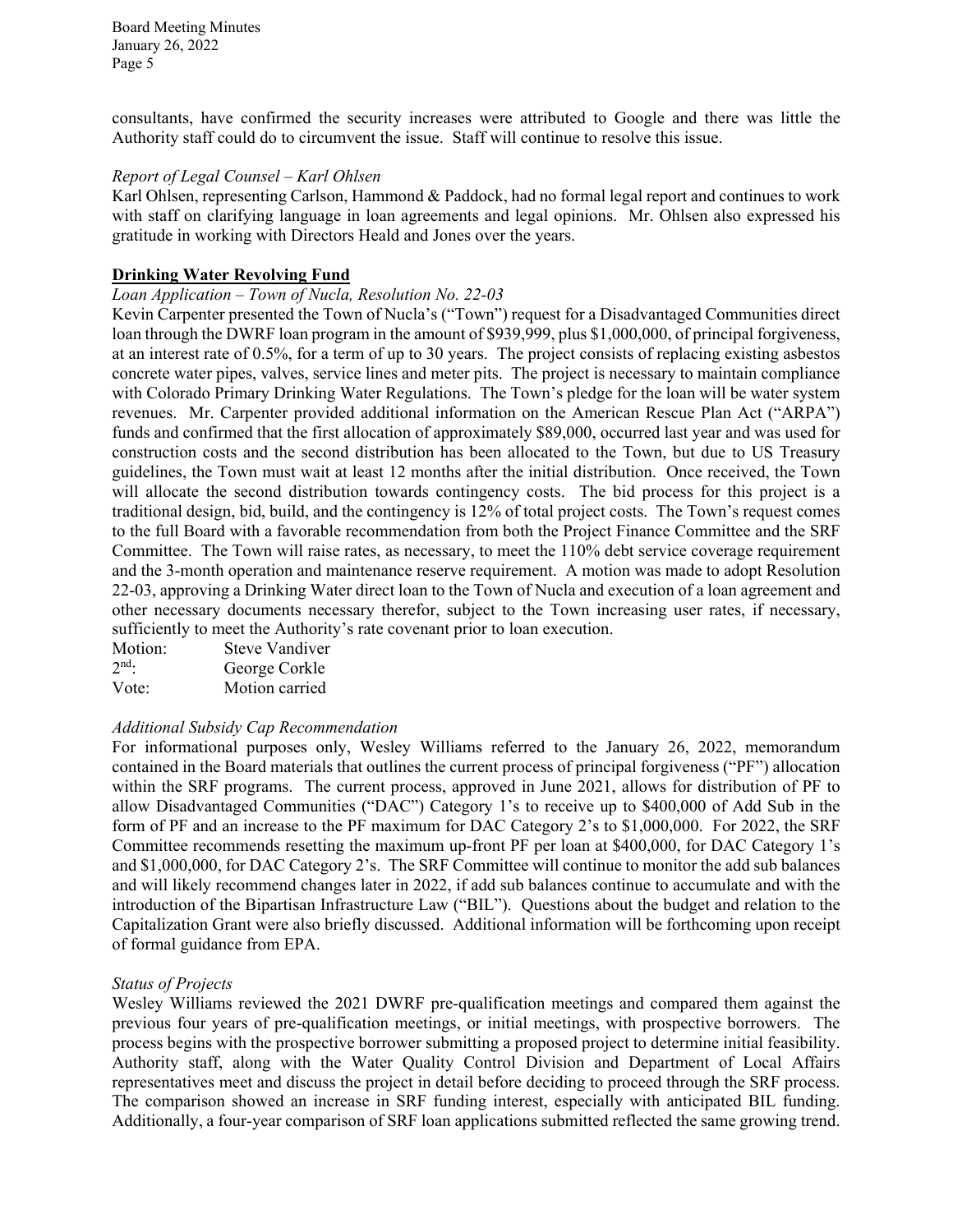consultants, have confirmed the security increases were attributed to Google and there was little the Authority staff could do to circumvent the issue. Staff will continue to resolve this issue.

*Report of Legal Counsel – Karl Ohlsen*

Karl Ohlsen, representing Carlson, Hammond & Paddock, had no formal legal report and continues to work with staff on clarifying language in loan agreements and legal opinions. Mr. Ohlsen also expressed his gratitude in working with Directors Heald and Jones over the years.

**Drinking Water Revolving Fund**

*Loan Application – Town of Nucla, Resolution No. 22-03*

Kevin Carpenter presented the Town of Nucla's ("Town") request for a Disadvantaged Communities direct loan through the DWRF loan program in the amount of $939,999, plus $1,000,000, of principal forgiveness, at an interest rate of 0.5%, for a term of up to 30 years. The project consists of replacing existing asbestos concrete water pipes, valves, service lines and meter pits. The project is necessary to maintain compliance with Colorado Primary Drinking Water Regulations. The Town's pledge for the loan will be water system revenues. Mr. Carpenter provided additional information on the American Rescue Plan Act ("ARPA") funds and confirmed that the first allocation of approximately $89,000, occurred last year and was used for construction costs and the second distribution has been allocated to the Town, but due to US Treasury guidelines, the Town must wait at least 12 months after the initial distribution. Once received, the Town will allocate the second distribution towards contingency costs. The bid process for this project is a traditional design, bid, build, and the contingency is 12% of total project costs. The Town's request comes to the full Board with a favorable recommendation from both the Project Finance Committee and the SRF Committee. The Town will raise rates, as necessary, to meet the 110% debt service coverage requirement and the 3-month operation and maintenance reserve requirement. A motion was made to adopt Resolution 22-03, approving a Drinking Water direct loan to the Town of Nucla and execution of a loan agreement and other necessary documents necessary therefor, subject to the Town increasing user rates, if necessary, sufficiently to meet the Authority's rate covenant prior to loan execution.

Motion: Steve Vandiver
2nd: George Corkle
Vote: Motion carried

*Additional Subsidy Cap Recommendation*

For informational purposes only, Wesley Williams referred to the January 26, 2022, memorandum contained in the Board materials that outlines the current process of principal forgiveness ("PF") allocation within the SRF programs. The current process, approved in June 2021, allows for distribution of PF to allow Disadvantaged Communities ("DAC") Category 1's to receive up to $400,000 of Add Sub in the form of PF and an increase to the PF maximum for DAC Category 2's to $1,000,000. For 2022, the SRF Committee recommends resetting the maximum up-front PF per loan at $400,000, for DAC Category 1's and $1,000,000, for DAC Category 2's. The SRF Committee will continue to monitor the add sub balances and will likely recommend changes later in 2022, if add sub balances continue to accumulate and with the introduction of the Bipartisan Infrastructure Law ("BIL"). Questions about the budget and relation to the Capitalization Grant were also briefly discussed. Additional information will be forthcoming upon receipt of formal guidance from EPA.

*Status of Projects*

Wesley Williams reviewed the 2021 DWRF pre-qualification meetings and compared them against the previous four years of pre-qualification meetings, or initial meetings, with prospective borrowers. The process begins with the prospective borrower submitting a proposed project to determine initial feasibility. Authority staff, along with the Water Quality Control Division and Department of Local Affairs representatives meet and discuss the project in detail before deciding to proceed through the SRF process. The comparison showed an increase in SRF funding interest, especially with anticipated BIL funding. Additionally, a four-year comparison of SRF loan applications submitted reflected the same growing trend.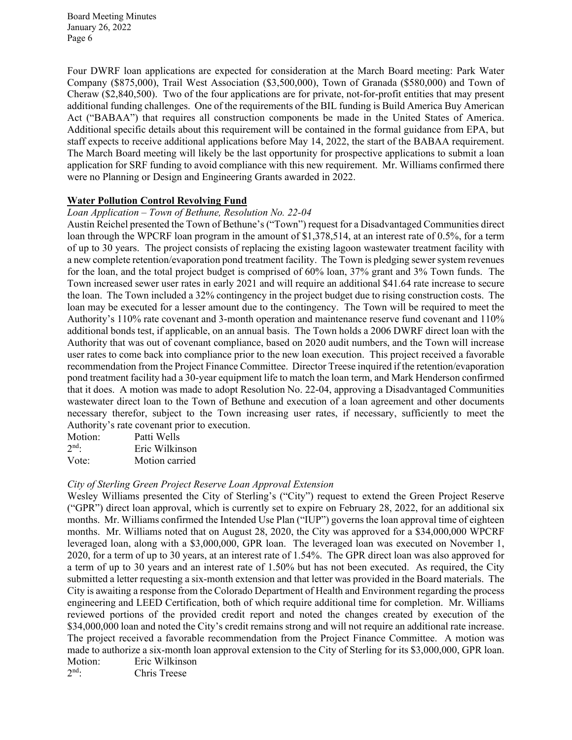Four DWRF loan applications are expected for consideration at the March Board meeting: Park Water Company ($875,000), Trail West Association ($3,500,000), Town of Granada ($580,000) and Town of Cheraw ($2,840,500). Two of the four applications are for private, not-for-profit entities that may present additional funding challenges. One of the requirements of the BIL funding is Build America Buy American Act ("BABAA") that requires all construction components be made in the United States of America. Additional specific details about this requirement will be contained in the formal guidance from EPA, but staff expects to receive additional applications before May 14, 2022, the start of the BABAA requirement. The March Board meeting will likely be the last opportunity for prospective applications to submit a loan application for SRF funding to avoid compliance with this new requirement. Mr. Williams confirmed there were no Planning or Design and Engineering Grants awarded in 2022.

## Water Pollution Control Revolving Fund

*Loan Application – Town of Bethune, Resolution No. 22-04*

Austin Reichel presented the Town of Bethune's ("Town") request for a Disadvantaged Communities direct loan through the WPCRF loan program in the amount of $1,378,514, at an interest rate of 0.5%, for a term of up to 30 years. The project consists of replacing the existing lagoon wastewater treatment facility with a new complete retention/evaporation pond treatment facility. The Town is pledging sewer system revenues for the loan, and the total project budget is comprised of 60% loan, 37% grant and 3% Town funds. The Town increased sewer user rates in early 2021 and will require an additional $41.64 rate increase to secure the loan. The Town included a 32% contingency in the project budget due to rising construction costs. The loan may be executed for a lesser amount due to the contingency. The Town will be required to meet the Authority's 110% rate covenant and 3-month operation and maintenance reserve fund covenant and 110% additional bonds test, if applicable, on an annual basis. The Town holds a 2006 DWRF direct loan with the Authority that was out of covenant compliance, based on 2020 audit numbers, and the Town will increase user rates to come back into compliance prior to the new loan execution. This project received a favorable recommendation from the Project Finance Committee. Director Treese inquired if the retention/evaporation pond treatment facility had a 30-year equipment life to match the loan term, and Mark Henderson confirmed that it does. A motion was made to adopt Resolution No. 22-04, approving a Disadvantaged Communities wastewater direct loan to the Town of Bethune and execution of a loan agreement and other documents necessary therefor, subject to the Town increasing user rates, if necessary, sufficiently to meet the Authority's rate covenant prior to execution.

Motion: Patti Wells
2nd: Eric Wilkinson
Vote: Motion carried

*City of Sterling Green Project Reserve Loan Approval Extension*

Wesley Williams presented the City of Sterling's ("City") request to extend the Green Project Reserve ("GPR") direct loan approval, which is currently set to expire on February 28, 2022, for an additional six months. Mr. Williams confirmed the Intended Use Plan ("IUP") governs the loan approval time of eighteen months. Mr. Williams noted that on August 28, 2020, the City was approved for a $34,000,000 WPCRF leveraged loan, along with a $3,000,000, GPR loan. The leveraged loan was executed on November 1, 2020, for a term of up to 30 years, at an interest rate of 1.54%. The GPR direct loan was also approved for a term of up to 30 years and an interest rate of 1.50% but has not been executed. As required, the City submitted a letter requesting a six-month extension and that letter was provided in the Board materials. The City is awaiting a response from the Colorado Department of Health and Environment regarding the process engineering and LEED Certification, both of which require additional time for completion. Mr. Williams reviewed portions of the provided credit report and noted the changes created by execution of the $34,000,000 loan and noted the City's credit remains strong and will not require an additional rate increase. The project received a favorable recommendation from the Project Finance Committee. A motion was made to authorize a six-month loan approval extension to the City of Sterling for its $3,000,000, GPR loan.

Motion: Eric Wilkinson
2nd: Chris Treese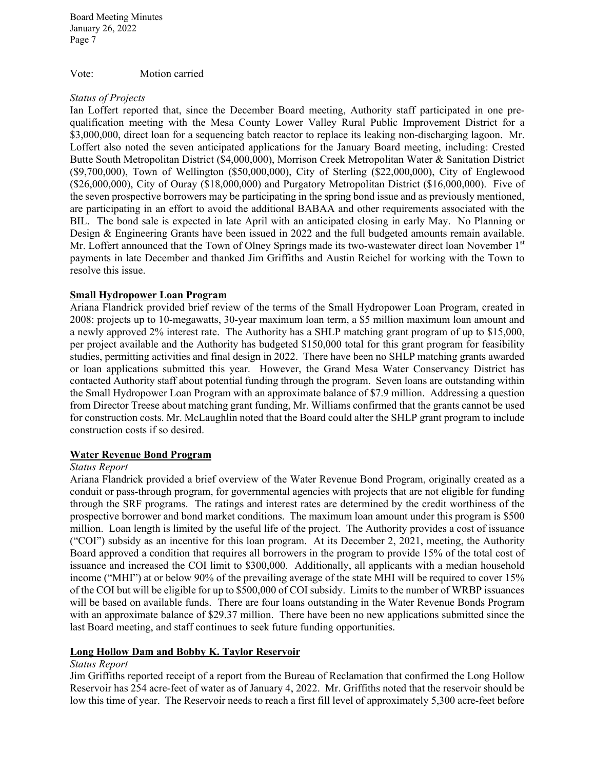Vote: Motion carried

*Status of Projects*

Ian Loffert reported that, since the December Board meeting, Authority staff participated in one pre-qualification meeting with the Mesa County Lower Valley Rural Public Improvement District for a \$3,000,000, direct loan for a sequencing batch reactor to replace its leaking non-discharging lagoon. Mr. Loffert also noted the seven anticipated applications for the January Board meeting, including: Crested Butte South Metropolitan District (\$4,000,000), Morrison Creek Metropolitan Water & Sanitation District (\$9,700,000), Town of Wellington (\$50,000,000), City of Sterling (\$22,000,000), City of Englewood (\$26,000,000), City of Ouray (\$18,000,000) and Purgatory Metropolitan District (\$16,000,000). Five of the seven prospective borrowers may be participating in the spring bond issue and as previously mentioned, are participating in an effort to avoid the additional BABAA and other requirements associated with the BIL. The bond sale is expected in late April with an anticipated closing in early May. No Planning or Design & Engineering Grants have been issued in 2022 and the full budgeted amounts remain available. Mr. Loffert announced that the Town of Olney Springs made its two-wastewater direct loan November 1st payments in late December and thanked Jim Griffiths and Austin Reichel for working with the Town to resolve this issue.

**Small Hydropower Loan Program**

Ariana Flandrick provided brief review of the terms of the Small Hydropower Loan Program, created in 2008: projects up to 10-megawatts, 30-year maximum loan term, a \$5 million maximum loan amount and a newly approved 2% interest rate. The Authority has a SHLP matching grant program of up to \$15,000, per project available and the Authority has budgeted \$150,000 total for this grant program for feasibility studies, permitting activities and final design in 2022. There have been no SHLP matching grants awarded or loan applications submitted this year. However, the Grand Mesa Water Conservancy District has contacted Authority staff about potential funding through the program. Seven loans are outstanding within the Small Hydropower Loan Program with an approximate balance of \$7.9 million. Addressing a question from Director Treese about matching grant funding, Mr. Williams confirmed that the grants cannot be used for construction costs. Mr. McLaughlin noted that the Board could alter the SHLP grant program to include construction costs if so desired.

**Water Revenue Bond Program**

*Status Report*

Ariana Flandrick provided a brief overview of the Water Revenue Bond Program, originally created as a conduit or pass-through program, for governmental agencies with projects that are not eligible for funding through the SRF programs. The ratings and interest rates are determined by the credit worthiness of the prospective borrower and bond market conditions. The maximum loan amount under this program is \$500 million. Loan length is limited by the useful life of the project. The Authority provides a cost of issuance ("COI") subsidy as an incentive for this loan program. At its December 2, 2021, meeting, the Authority Board approved a condition that requires all borrowers in the program to provide 15% of the total cost of issuance and increased the COI limit to \$300,000. Additionally, all applicants with a median household income ("MHI") at or below 90% of the prevailing average of the state MHI will be required to cover 15% of the COI but will be eligible for up to \$500,000 of COI subsidy. Limits to the number of WRBP issuances will be based on available funds. There are four loans outstanding in the Water Revenue Bonds Program with an approximate balance of \$29.37 million. There have been no new applications submitted since the last Board meeting, and staff continues to seek future funding opportunities.

**Long Hollow Dam and Bobby K. Taylor Reservoir**

*Status Report*

Jim Griffiths reported receipt of a report from the Bureau of Reclamation that confirmed the Long Hollow Reservoir has 254 acre-feet of water as of January 4, 2022. Mr. Griffiths noted that the reservoir should be low this time of year. The Reservoir needs to reach a first fill level of approximately 5,300 acre-feet before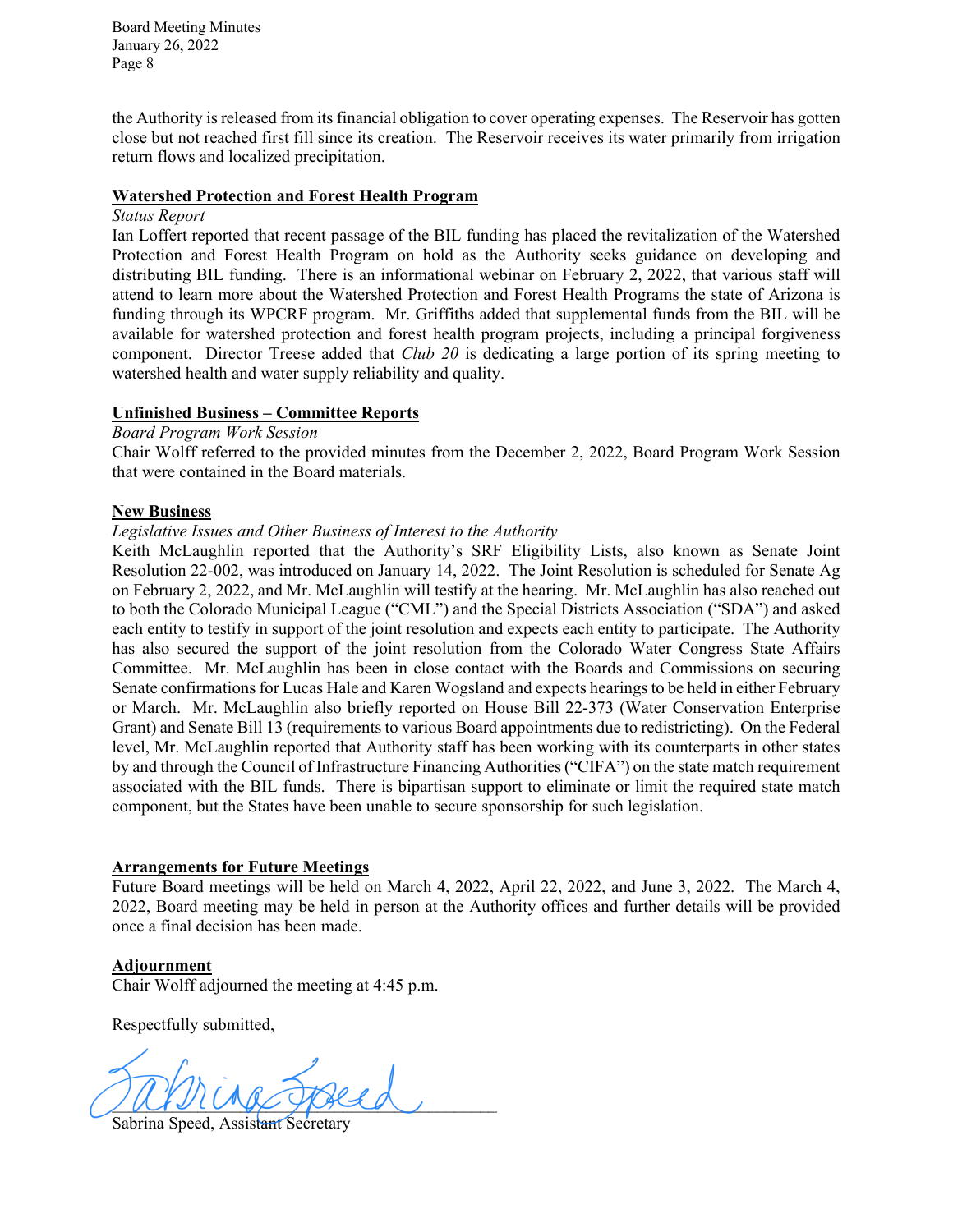the Authority is released from its financial obligation to cover operating expenses. The Reservoir has gotten close but not reached first fill since its creation. The Reservoir receives its water primarily from irrigation return flows and localized precipitation.

**Watershed Protection and Forest Health Program**

*Status Report*

Ian Loffert reported that recent passage of the BIL funding has placed the revitalization of the Watershed Protection and Forest Health Program on hold as the Authority seeks guidance on developing and distributing BIL funding. There is an informational webinar on February 2, 2022, that various staff will attend to learn more about the Watershed Protection and Forest Health Programs the state of Arizona is funding through its WPCRF program. Mr. Griffiths added that supplemental funds from the BIL will be available for watershed protection and forest health program projects, including a principal forgiveness component. Director Treese added that *Club 20* is dedicating a large portion of its spring meeting to watershed health and water supply reliability and quality.

**Unfinished Business – Committee Reports**

*Board Program Work Session*

Chair Wolff referred to the provided minutes from the December 2, 2022, Board Program Work Session that were contained in the Board materials.

**New Business**

*Legislative Issues and Other Business of Interest to the Authority*

Keith McLaughlin reported that the Authority's SRF Eligibility Lists, also known as Senate Joint Resolution 22-002, was introduced on January 14, 2022. The Joint Resolution is scheduled for Senate Ag on February 2, 2022, and Mr. McLaughlin will testify at the hearing. Mr. McLaughlin has also reached out to both the Colorado Municipal League ("CML") and the Special Districts Association ("SDA") and asked each entity to testify in support of the joint resolution and expects each entity to participate. The Authority has also secured the support of the joint resolution from the Colorado Water Congress State Affairs Committee. Mr. McLaughlin has been in close contact with the Boards and Commissions on securing Senate confirmations for Lucas Hale and Karen Wogsland and expects hearings to be held in either February or March. Mr. McLaughlin also briefly reported on House Bill 22-373 (Water Conservation Enterprise Grant) and Senate Bill 13 (requirements to various Board appointments due to redistricting). On the Federal level, Mr. McLaughlin reported that Authority staff has been working with its counterparts in other states by and through the Council of Infrastructure Financing Authorities ("CIFA") on the state match requirement associated with the BIL funds. There is bipartisan support to eliminate or limit the required state match component, but the States have been unable to secure sponsorship for such legislation.

**Arrangements for Future Meetings**

Future Board meetings will be held on March 4, 2022, April 22, 2022, and June 3, 2022. The March 4, 2022, Board meeting may be held in person at the Authority offices and further details will be provided once a final decision has been made.

**Adjournment**

Chair Wolff adjourned the meeting at 4:45 p.m.

Respectfully submitted,

Sabrina Speed, Assistant Secretary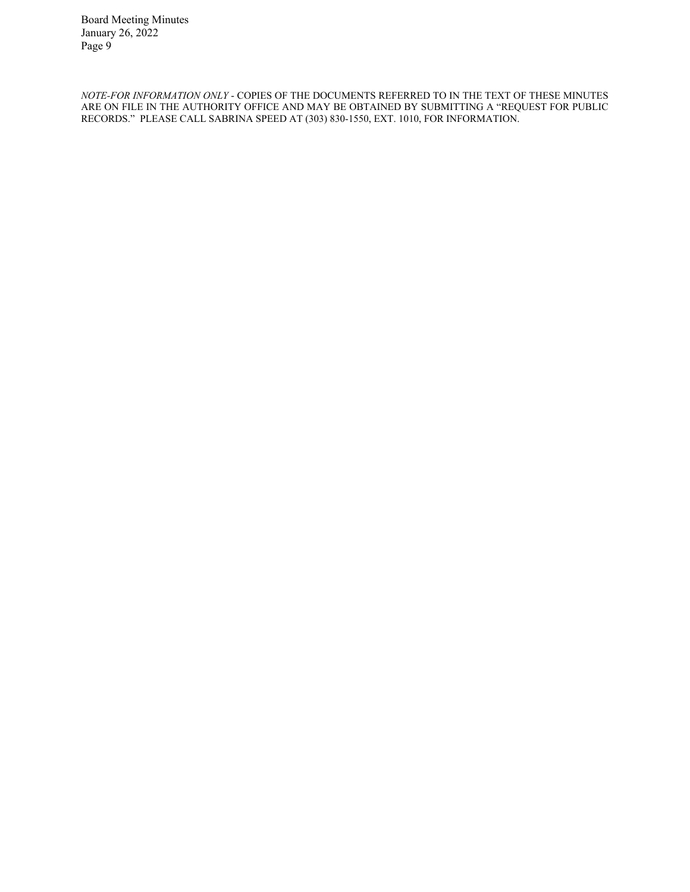*NOTE-FOR INFORMATION ONLY* - COPIES OF THE DOCUMENTS REFERRED TO IN THE TEXT OF THESE MINUTES ARE ON FILE IN THE AUTHORITY OFFICE AND MAY BE OBTAINED BY SUBMITTING A "REQUEST FOR PUBLIC RECORDS." PLEASE CALL SABRINA SPEED AT (303) 830-1550, EXT. 1010, FOR INFORMATION.